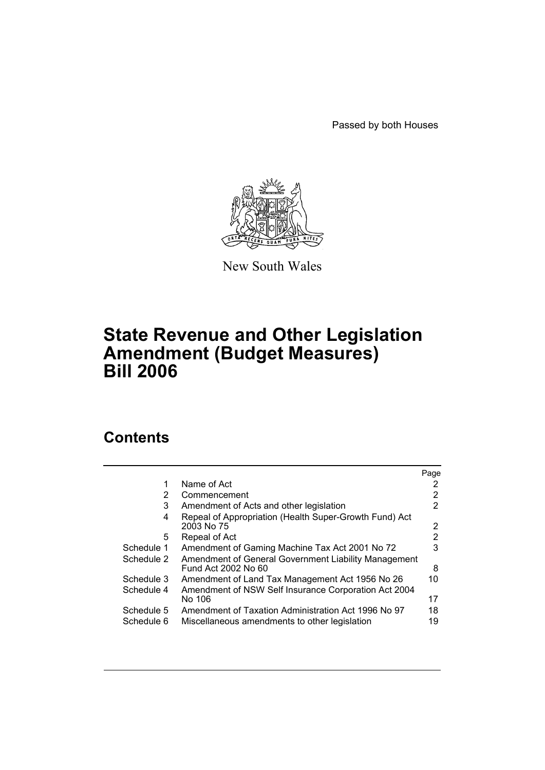Passed by both Houses

New South Wales

# State Revenue and Other Legislation Amendment (Budget Measures) Bill 2006

## Contents

| | | Page |
|---|---|---|
| 1 | Name of Act | 2 |
| 2 | Commencement | 2 |
| 3 | Amendment of Acts and other legislation | 2 |
| 4 | Repeal of Appropriation (Health Super-Growth Fund) Act 2003 No 75 | 2 |
| 5 | Repeal of Act | 2 |
| Schedule 1 | Amendment of Gaming Machine Tax Act 2001 No 72 | 3 |
| Schedule 2 | Amendment of General Government Liability Management Fund Act 2002 No 60 | 8 |
| Schedule 3 | Amendment of Land Tax Management Act 1956 No 26 | 10 |
| Schedule 4 | Amendment of NSW Self Insurance Corporation Act 2004 No 106 | 17 |
| Schedule 5 | Amendment of Taxation Administration Act 1996 No 97 | 18 |
| Schedule 6 | Miscellaneous amendments to other legislation | 19 |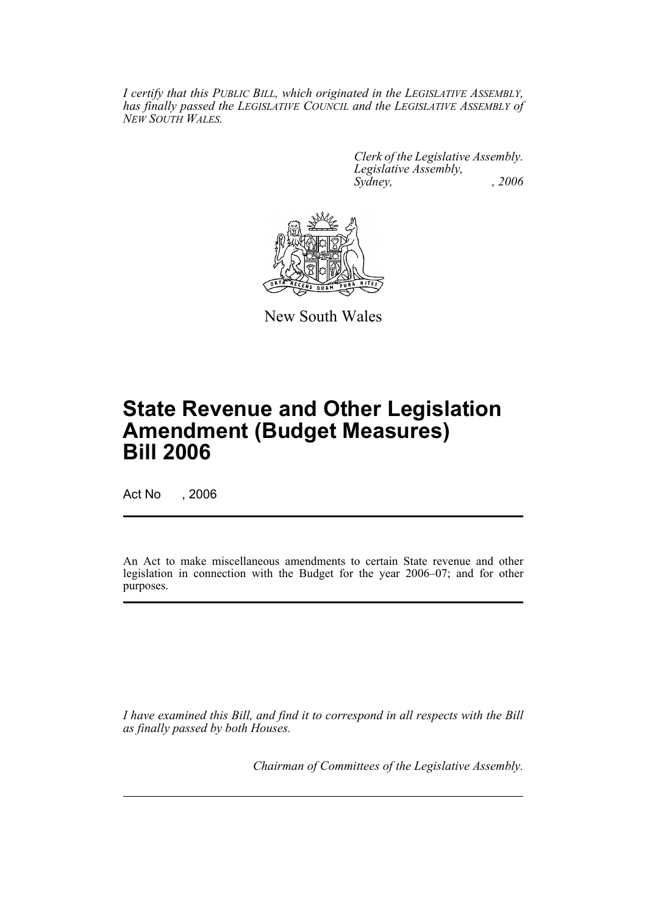*I certify that this PUBLIC BILL, which originated in the LEGISLATIVE ASSEMBLY, has finally passed the LEGISLATIVE COUNCIL and the LEGISLATIVE ASSEMBLY of NEW SOUTH WALES.*

*Clerk of the Legislative Assembly.*
*Legislative Assembly,*
*Sydney, , 2006*

New South Wales

# State Revenue and Other Legislation Amendment (Budget Measures) Bill 2006

Act No , 2006

An Act to make miscellaneous amendments to certain State revenue and other legislation in connection with the Budget for the year 2006–07; and for other purposes.

*I have examined this Bill, and find it to correspond in all respects with the Bill as finally passed by both Houses.*

*Chairman of Committees of the Legislative Assembly.*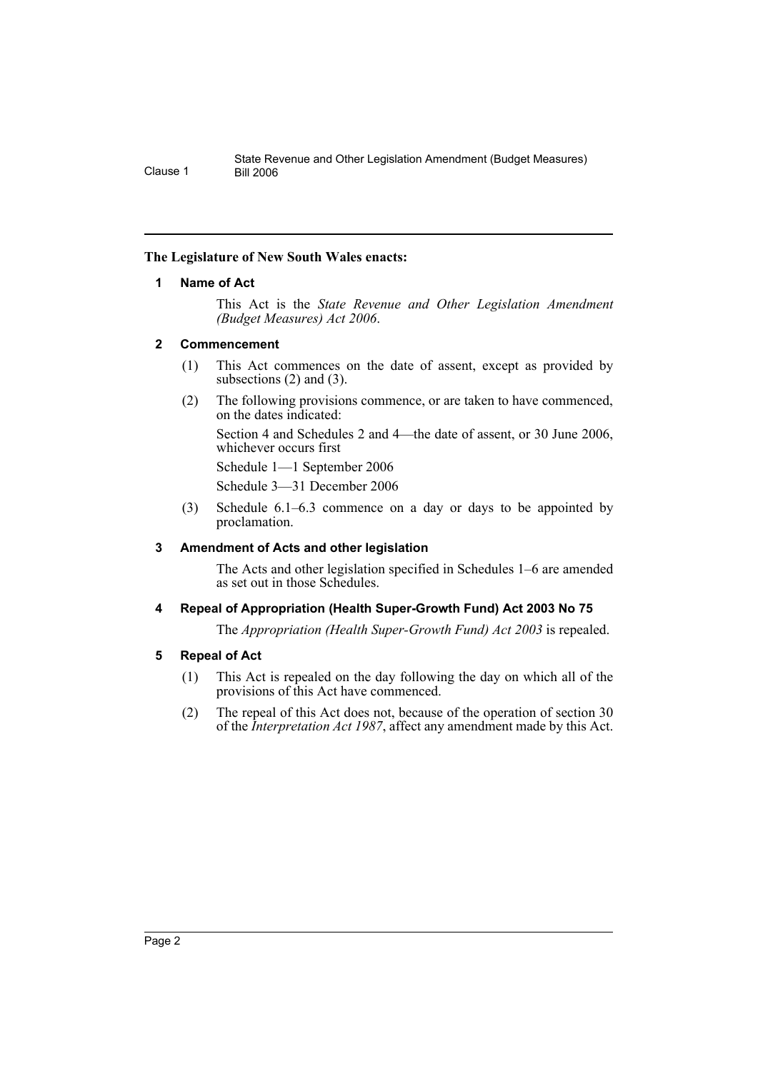**The Legislature of New South Wales enacts:**

## 1 Name of Act

This Act is the *State Revenue and Other Legislation Amendment (Budget Measures) Act 2006*.

## 2 Commencement

(1) This Act commences on the date of assent, except as provided by subsections (2) and (3).

(2) The following provisions commence, or are taken to have commenced, on the dates indicated:

Section 4 and Schedules 2 and 4—the date of assent, or 30 June 2006, whichever occurs first

Schedule 1—1 September 2006

Schedule 3—31 December 2006

(3) Schedule 6.1–6.3 commence on a day or days to be appointed by proclamation.

## 3 Amendment of Acts and other legislation

The Acts and other legislation specified in Schedules 1–6 are amended as set out in those Schedules.

## 4 Repeal of Appropriation (Health Super-Growth Fund) Act 2003 No 75

The *Appropriation (Health Super-Growth Fund) Act 2003* is repealed.

## 5 Repeal of Act

(1) This Act is repealed on the day following the day on which all of the provisions of this Act have commenced.

(2) The repeal of this Act does not, because of the operation of section 30 of the *Interpretation Act 1987*, affect any amendment made by this Act.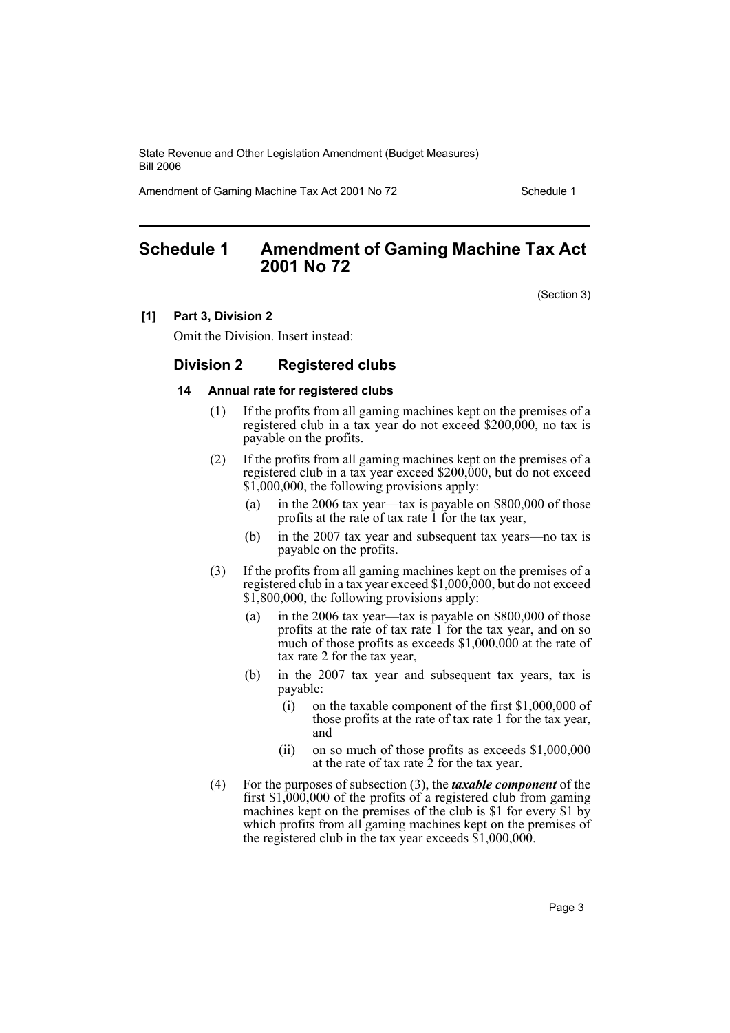# Schedule 1 Amendment of Gaming Machine Tax Act 2001 No 72

(Section 3)

**[1] Part 3, Division 2**

Omit the Division. Insert instead:

## Division 2 Registered clubs

### 14 Annual rate for registered clubs

(1) If the profits from all gaming machines kept on the premises of a registered club in a tax year do not exceed $200,000, no tax is payable on the profits.

(2) If the profits from all gaming machines kept on the premises of a registered club in a tax year exceed $200,000, but do not exceed $1,000,000, the following provisions apply:

- (a) in the 2006 tax year—tax is payable on $800,000 of those profits at the rate of tax rate 1 for the tax year,
- (b) in the 2007 tax year and subsequent tax years—no tax is payable on the profits.

(3) If the profits from all gaming machines kept on the premises of a registered club in a tax year exceed $1,000,000, but do not exceed $1,800,000, the following provisions apply:

- (a) in the 2006 tax year—tax is payable on $800,000 of those profits at the rate of tax rate 1 for the tax year, and on so much of those profits as exceeds $1,000,000 at the rate of tax rate 2 for the tax year,
- (b) in the 2007 tax year and subsequent tax years, tax is payable:
  - (i) on the taxable component of the first $1,000,000 of those profits at the rate of tax rate 1 for the tax year, and
  - (ii) on so much of those profits as exceeds $1,000,000 at the rate of tax rate 2 for the tax year.

(4) For the purposes of subsection (3), the ***taxable component*** of the first $1,000,000 of the profits of a registered club from gaming machines kept on the premises of the club is $1 for every $1 by which profits from all gaming machines kept on the premises of the registered club in the tax year exceeds $1,000,000.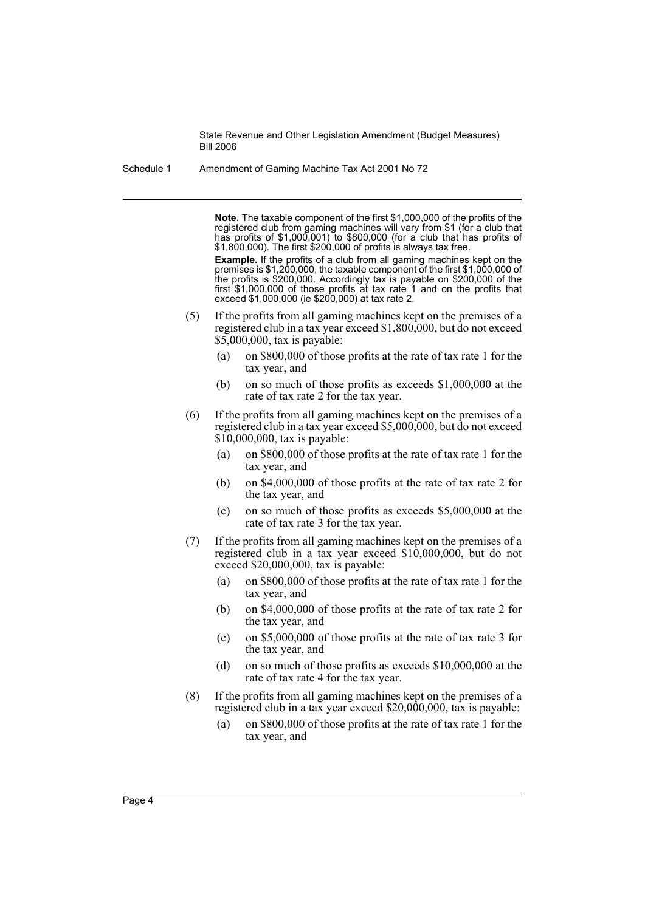**Note.** The taxable component of the first $1,000,000 of the profits of the registered club from gaming machines will vary from $1 (for a club that has profits of $1,000,001) to $800,000 (for a club that has profits of $1,800,000). The first $200,000 of profits is always tax free.

**Example.** If the profits of a club from all gaming machines kept on the premises is $1,200,000, the taxable component of the first $1,000,000 of the profits is $200,000. Accordingly tax is payable on $200,000 of the first $1,000,000 of those profits at tax rate 1 and on the profits that exceed $1,000,000 (ie $200,000) at tax rate 2.

(5) If the profits from all gaming machines kept on the premises of a registered club in a tax year exceed $1,800,000, but do not exceed $5,000,000, tax is payable:

- (a) on $800,000 of those profits at the rate of tax rate 1 for the tax year, and
- (b) on so much of those profits as exceeds $1,000,000 at the rate of tax rate 2 for the tax year.

(6) If the profits from all gaming machines kept on the premises of a registered club in a tax year exceed $5,000,000, but do not exceed $10,000,000, tax is payable:

- (a) on $800,000 of those profits at the rate of tax rate 1 for the tax year, and
- (b) on $4,000,000 of those profits at the rate of tax rate 2 for the tax year, and
- (c) on so much of those profits as exceeds $5,000,000 at the rate of tax rate 3 for the tax year.

(7) If the profits from all gaming machines kept on the premises of a registered club in a tax year exceed $10,000,000, but do not exceed $20,000,000, tax is payable:

- (a) on $800,000 of those profits at the rate of tax rate 1 for the tax year, and
- (b) on $4,000,000 of those profits at the rate of tax rate 2 for the tax year, and
- (c) on $5,000,000 of those profits at the rate of tax rate 3 for the tax year, and
- (d) on so much of those profits as exceeds $10,000,000 at the rate of tax rate 4 for the tax year.

(8) If the profits from all gaming machines kept on the premises of a registered club in a tax year exceed $20,000,000, tax is payable:

- (a) on $800,000 of those profits at the rate of tax rate 1 for the tax year, and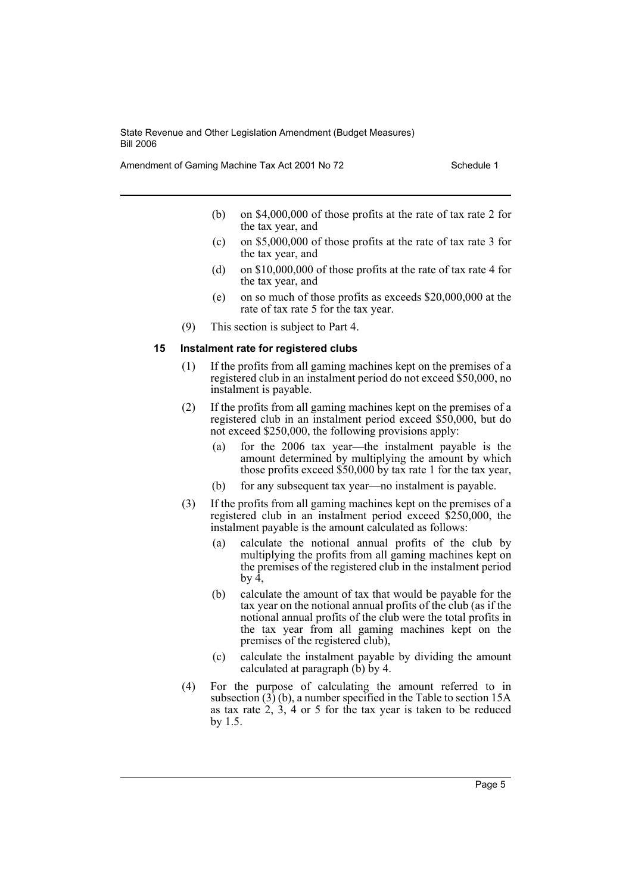- (b) on $4,000,000 of those profits at the rate of tax rate 2 for the tax year, and
- (c) on $5,000,000 of those profits at the rate of tax rate 3 for the tax year, and
- (d) on $10,000,000 of those profits at the rate of tax rate 4 for the tax year, and
- (e) on so much of those profits as exceeds $20,000,000 at the rate of tax rate 5 for the tax year.

(9) This section is subject to Part 4.

### 15 Instalment rate for registered clubs

(1) If the profits from all gaming machines kept on the premises of a registered club in an instalment period do not exceed $50,000, no instalment is payable.

(2) If the profits from all gaming machines kept on the premises of a registered club in an instalment period exceed $50,000, but do not exceed $250,000, the following provisions apply:

- (a) for the 2006 tax year—the instalment payable is the amount determined by multiplying the amount by which those profits exceed $50,000 by tax rate 1 for the tax year,
- (b) for any subsequent tax year—no instalment is payable.

(3) If the profits from all gaming machines kept on the premises of a registered club in an instalment period exceed $250,000, the instalment payable is the amount calculated as follows:

- (a) calculate the notional annual profits of the club by multiplying the profits from all gaming machines kept on the premises of the registered club in the instalment period by 4,
- (b) calculate the amount of tax that would be payable for the tax year on the notional annual profits of the club (as if the notional annual profits of the club were the total profits in the tax year from all gaming machines kept on the premises of the registered club),
- (c) calculate the instalment payable by dividing the amount calculated at paragraph (b) by 4.

(4) For the purpose of calculating the amount referred to in subsection (3) (b), a number specified in the Table to section 15A as tax rate 2, 3, 4 or 5 for the tax year is taken to be reduced by 1.5.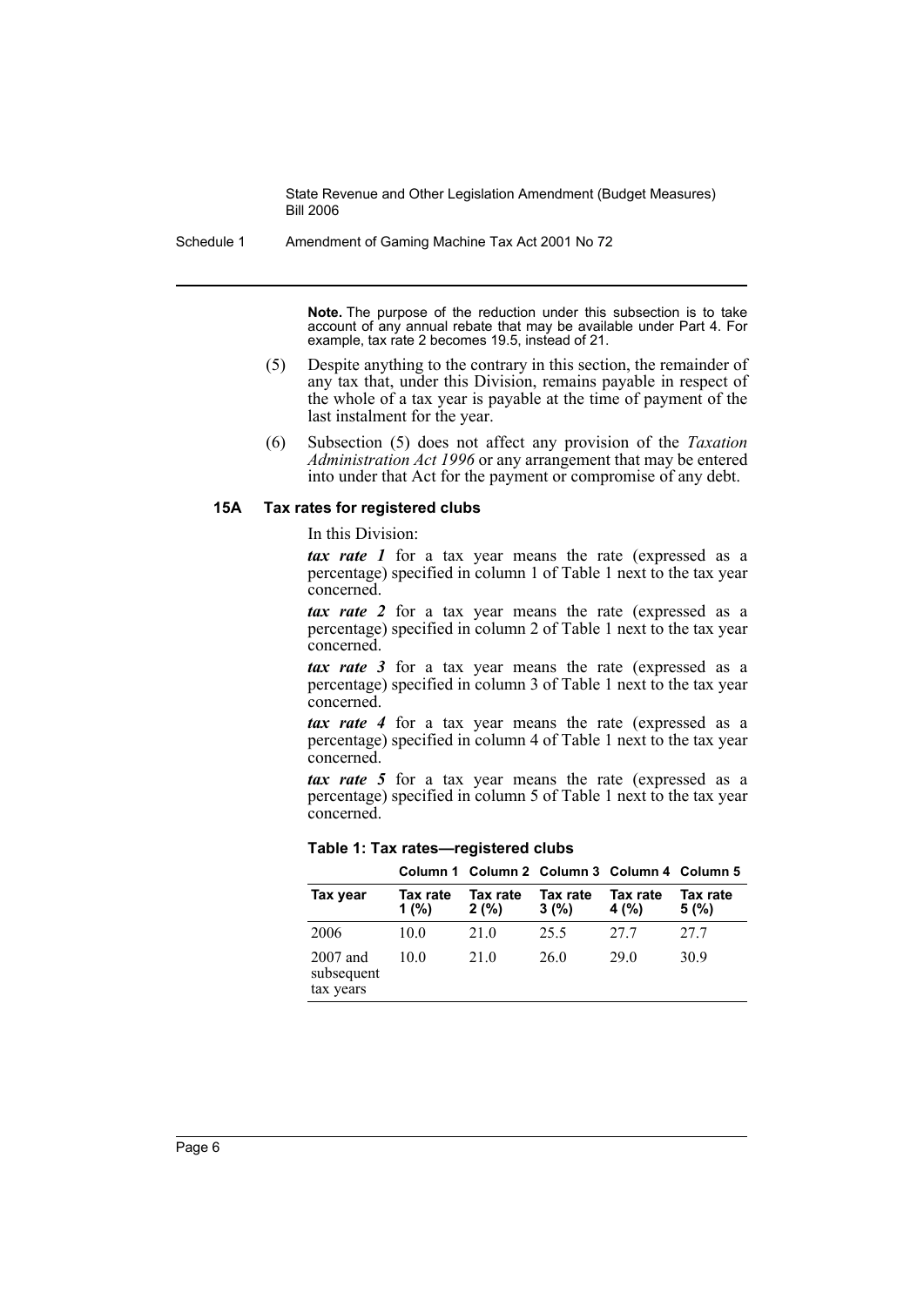**Note.** The purpose of the reduction under this subsection is to take account of any annual rebate that may be available under Part 4. For example, tax rate 2 becomes 19.5, instead of 21.

(5) Despite anything to the contrary in this section, the remainder of any tax that, under this Division, remains payable in respect of the whole of a tax year is payable at the time of payment of the last instalment for the year.

(6) Subsection (5) does not affect any provision of the *Taxation Administration Act 1996* or any arrangement that may be entered into under that Act for the payment or compromise of any debt.

### 15A Tax rates for registered clubs

In this Division:

***tax rate 1*** for a tax year means the rate (expressed as a percentage) specified in column 1 of Table 1 next to the tax year concerned.

***tax rate 2*** for a tax year means the rate (expressed as a percentage) specified in column 2 of Table 1 next to the tax year concerned.

***tax rate 3*** for a tax year means the rate (expressed as a percentage) specified in column 3 of Table 1 next to the tax year concerned.

***tax rate 4*** for a tax year means the rate (expressed as a percentage) specified in column 4 of Table 1 next to the tax year concerned.

***tax rate 5*** for a tax year means the rate (expressed as a percentage) specified in column 5 of Table 1 next to the tax year concerned.

**Table 1: Tax rates—registered clubs**

| | Column 1 | Column 2 | Column 3 | Column 4 | Column 5 |
|---|---|---|---|---|---|
| **Tax year** | **Tax rate 1 (%)** | **Tax rate 2 (%)** | **Tax rate 3 (%)** | **Tax rate 4 (%)** | **Tax rate 5 (%)** |
| 2006 | 10.0 | 21.0 | 25.5 | 27.7 | 27.7 |
| 2007 and subsequent tax years | 10.0 | 21.0 | 26.0 | 29.0 | 30.9 |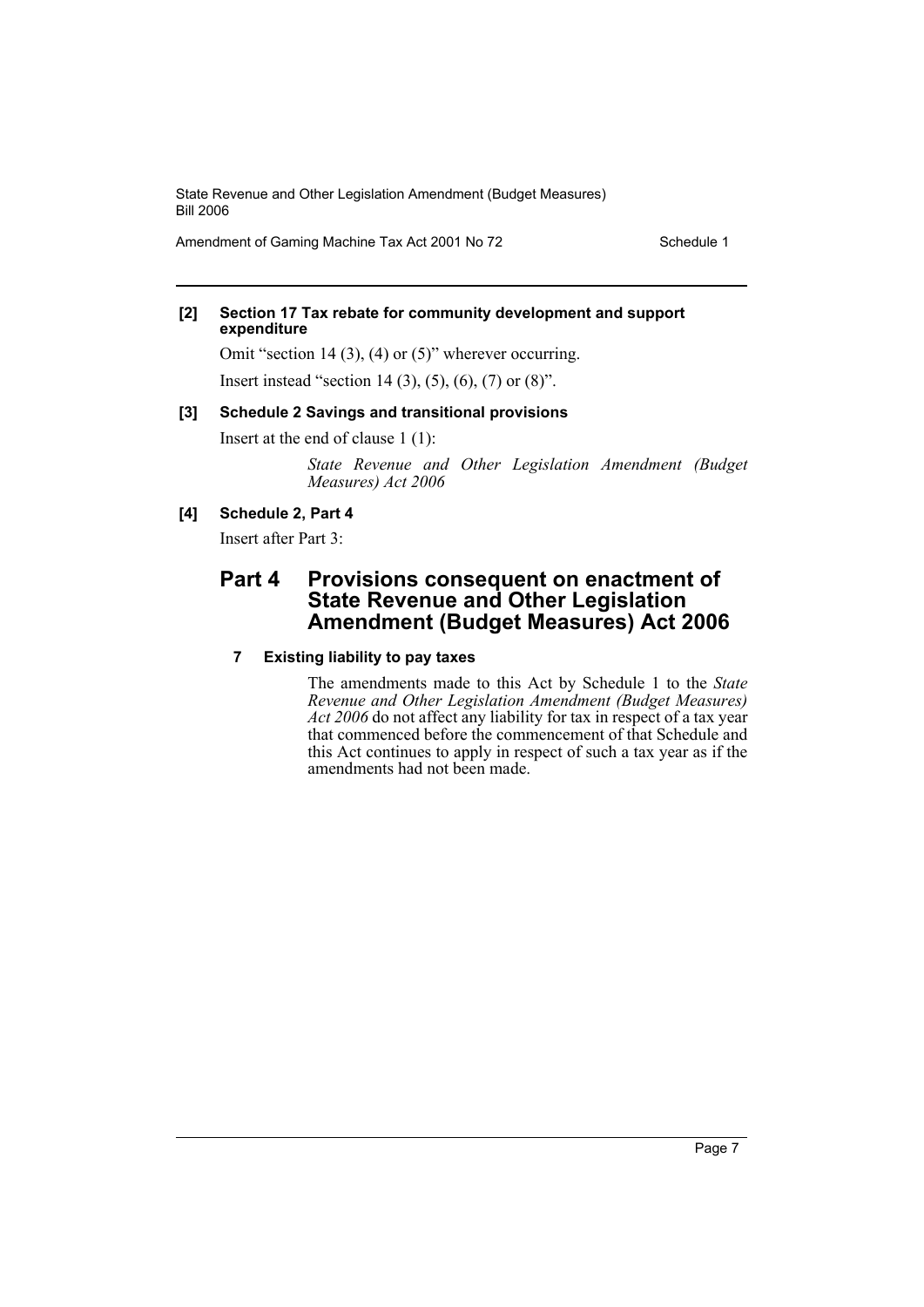**[2] Section 17 Tax rebate for community development and support expenditure**

Omit "section 14 (3), (4) or (5)" wherever occurring.

Insert instead "section 14 (3), (5), (6), (7) or (8)".

**[3] Schedule 2 Savings and transitional provisions**

Insert at the end of clause 1 (1):

*State Revenue and Other Legislation Amendment (Budget Measures) Act 2006*

**[4] Schedule 2, Part 4**

Insert after Part 3:

## Part 4 Provisions consequent on enactment of State Revenue and Other Legislation Amendment (Budget Measures) Act 2006

### 7 Existing liability to pay taxes

The amendments made to this Act by Schedule 1 to the *State Revenue and Other Legislation Amendment (Budget Measures) Act 2006* do not affect any liability for tax in respect of a tax year that commenced before the commencement of that Schedule and this Act continues to apply in respect of such a tax year as if the amendments had not been made.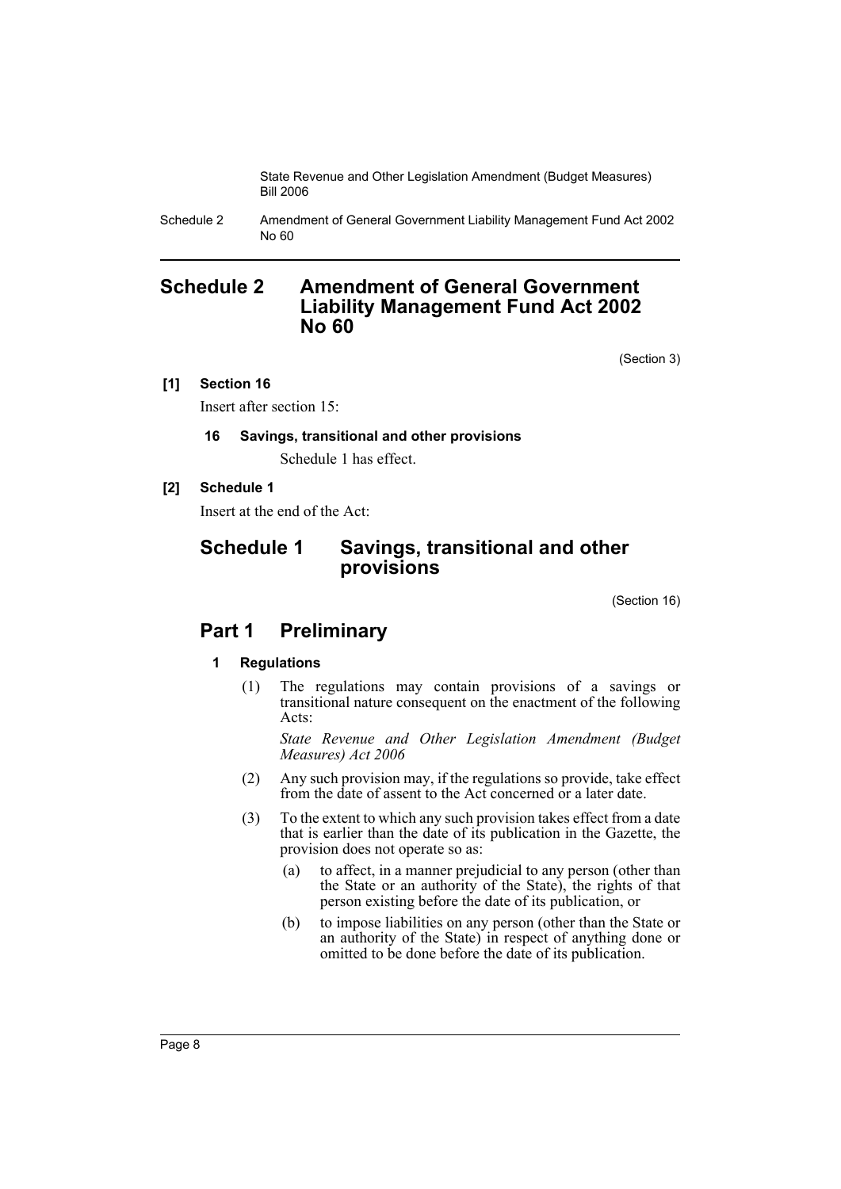## Schedule 2 Amendment of General Government Liability Management Fund Act 2002 No 60

(Section 3)

**[1] Section 16**

Insert after section 15:

**16 Savings, transitional and other provisions**

Schedule 1 has effect.

**[2] Schedule 1**

Insert at the end of the Act:

## Schedule 1 Savings, transitional and other provisions

(Section 16)

## Part 1 Preliminary

**1 Regulations**

(1) The regulations may contain provisions of a savings or transitional nature consequent on the enactment of the following Acts:

*State Revenue and Other Legislation Amendment (Budget Measures) Act 2006*

(2) Any such provision may, if the regulations so provide, take effect from the date of assent to the Act concerned or a later date.

(3) To the extent to which any such provision takes effect from a date that is earlier than the date of its publication in the Gazette, the provision does not operate so as:

(a) to affect, in a manner prejudicial to any person (other than the State or an authority of the State), the rights of that person existing before the date of its publication, or

(b) to impose liabilities on any person (other than the State or an authority of the State) in respect of anything done or omitted to be done before the date of its publication.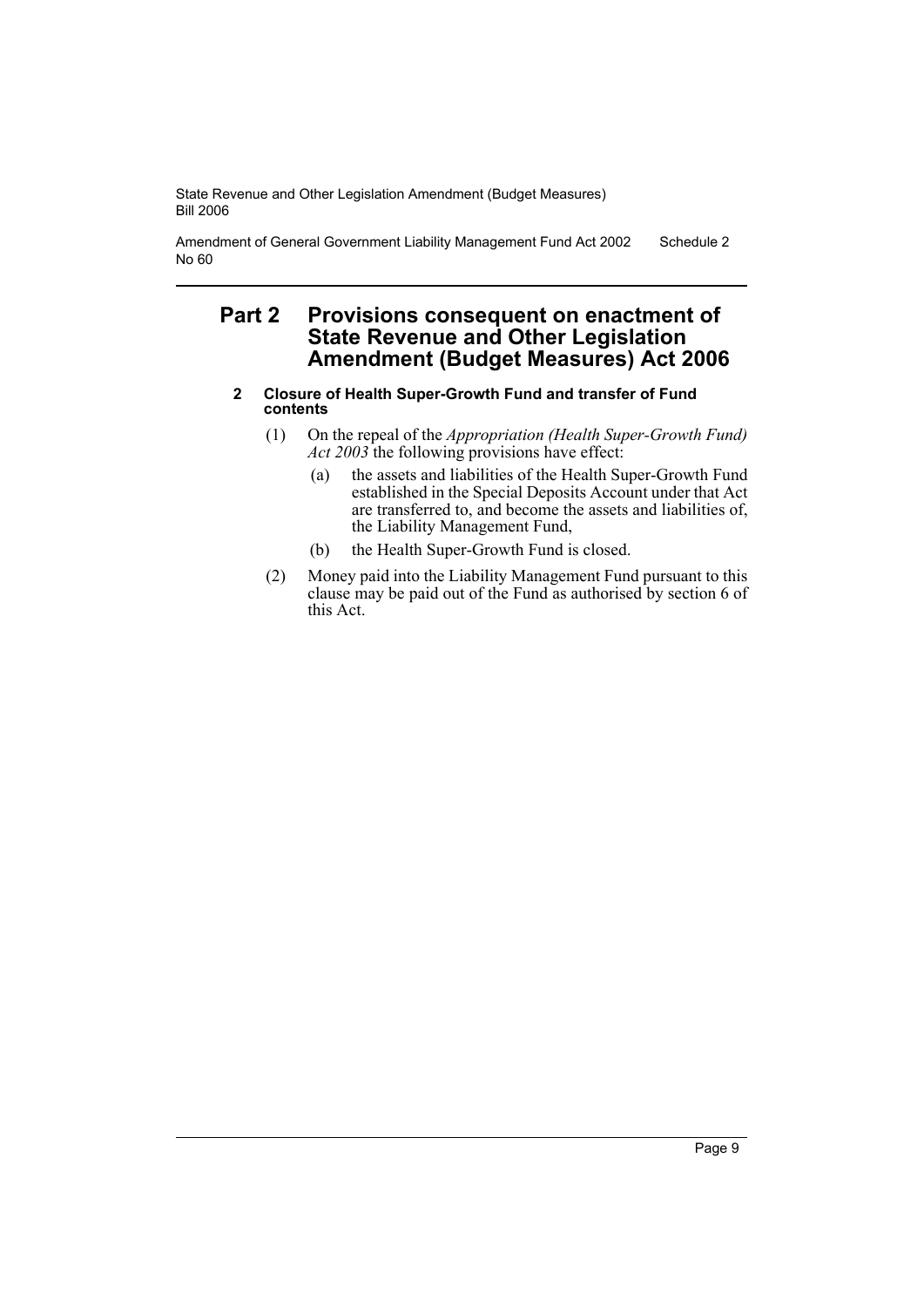## Part 2 Provisions consequent on enactment of State Revenue and Other Legislation Amendment (Budget Measures) Act 2006

### 2 Closure of Health Super-Growth Fund and transfer of Fund contents

(1) On the repeal of the *Appropriation (Health Super-Growth Fund) Act 2003* the following provisions have effect:

- (a) the assets and liabilities of the Health Super-Growth Fund established in the Special Deposits Account under that Act are transferred to, and become the assets and liabilities of, the Liability Management Fund,
- (b) the Health Super-Growth Fund is closed.

(2) Money paid into the Liability Management Fund pursuant to this clause may be paid out of the Fund as authorised by section 6 of this Act.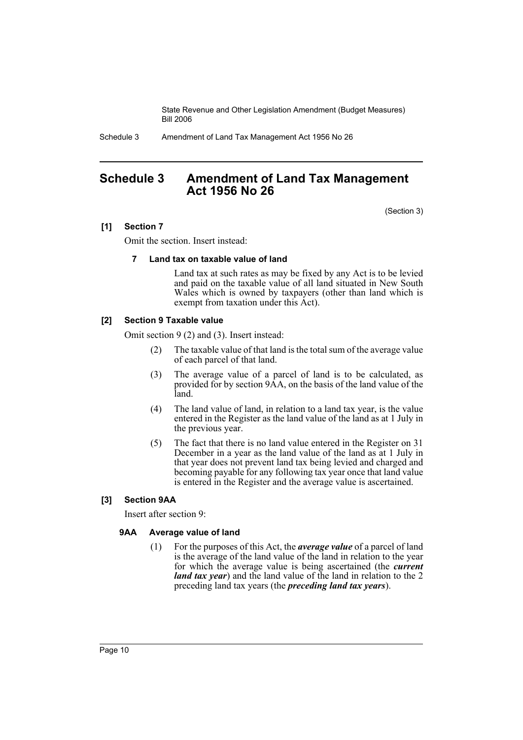# Schedule 3 Amendment of Land Tax Management Act 1956 No 26

(Section 3)

**[1] Section 7**

Omit the section. Insert instead:

**7 Land tax on taxable value of land**

Land tax at such rates as may be fixed by any Act is to be levied and paid on the taxable value of all land situated in New South Wales which is owned by taxpayers (other than land which is exempt from taxation under this Act).

**[2] Section 9 Taxable value**

Omit section 9 (2) and (3). Insert instead:

(2) The taxable value of that land is the total sum of the average value of each parcel of that land.

(3) The average value of a parcel of land is to be calculated, as provided for by section 9AA, on the basis of the land value of the land.

(4) The land value of land, in relation to a land tax year, is the value entered in the Register as the land value of the land as at 1 July in the previous year.

(5) The fact that there is no land value entered in the Register on 31 December in a year as the land value of the land as at 1 July in that year does not prevent land tax being levied and charged and becoming payable for any following tax year once that land value is entered in the Register and the average value is ascertained.

**[3] Section 9AA**

Insert after section 9:

**9AA Average value of land**

(1) For the purposes of this Act, the ***average value*** of a parcel of land is the average of the land value of the land in relation to the year for which the average value is being ascertained (the ***current land tax year***) and the land value of the land in relation to the 2 preceding land tax years (the ***preceding land tax years***).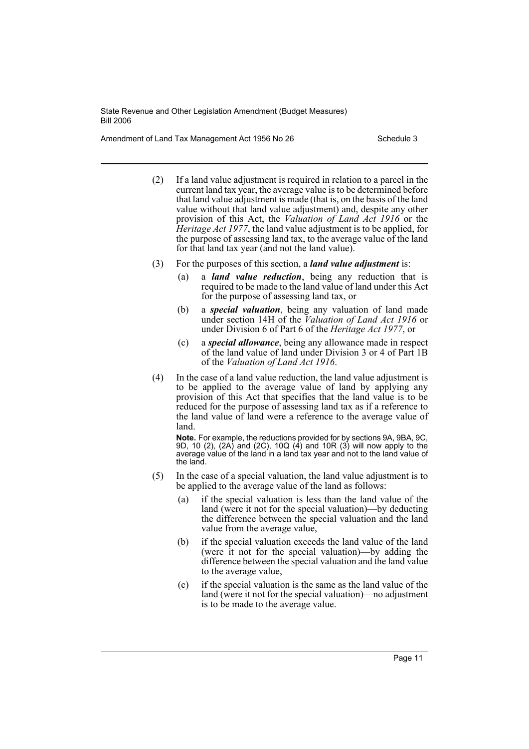(2) If a land value adjustment is required in relation to a parcel in the current land tax year, the average value is to be determined before that land value adjustment is made (that is, on the basis of the land value without that land value adjustment) and, despite any other provision of this Act, the *Valuation of Land Act 1916* or the *Heritage Act 1977*, the land value adjustment is to be applied, for the purpose of assessing land tax, to the average value of the land for that land tax year (and not the land value).

(3) For the purposes of this section, a ***land value adjustment*** is:

- (a) a ***land value reduction***, being any reduction that is required to be made to the land value of land under this Act for the purpose of assessing land tax, or
- (b) a ***special valuation***, being any valuation of land made under section 14H of the *Valuation of Land Act 1916* or under Division 6 of Part 6 of the *Heritage Act 1977*, or
- (c) a ***special allowance***, being any allowance made in respect of the land value of land under Division 3 or 4 of Part 1B of the *Valuation of Land Act 1916*.

(4) In the case of a land value reduction, the land value adjustment is to be applied to the average value of land by applying any provision of this Act that specifies that the land value is to be reduced for the purpose of assessing land tax as if a reference to the land value of land were a reference to the average value of land.

**Note.** For example, the reductions provided for by sections 9A, 9BA, 9C, 9D, 10 (2), (2A) and (2C), 10Q (4) and 10R (3) will now apply to the average value of the land in a land tax year and not to the land value of the land.

(5) In the case of a special valuation, the land value adjustment is to be applied to the average value of the land as follows:

- (a) if the special valuation is less than the land value of the land (were it not for the special valuation)—by deducting the difference between the special valuation and the land value from the average value,
- (b) if the special valuation exceeds the land value of the land (were it not for the special valuation)—by adding the difference between the special valuation and the land value to the average value,
- (c) if the special valuation is the same as the land value of the land (were it not for the special valuation)—no adjustment is to be made to the average value.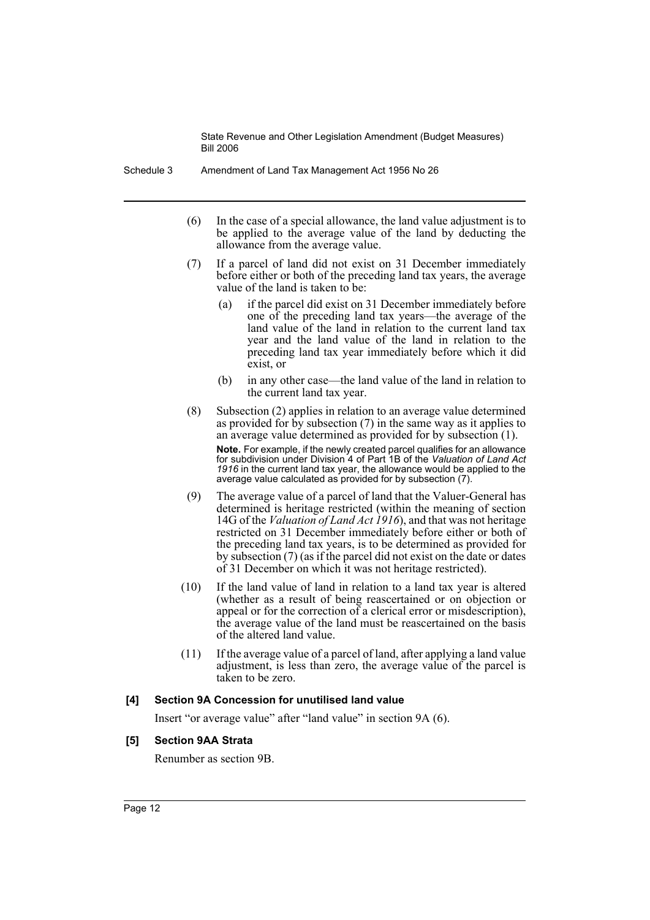(6) In the case of a special allowance, the land value adjustment is to be applied to the average value of the land by deducting the allowance from the average value.

(7) If a parcel of land did not exist on 31 December immediately before either or both of the preceding land tax years, the average value of the land is taken to be:

- (a) if the parcel did exist on 31 December immediately before one of the preceding land tax years—the average of the land value of the land in relation to the current land tax year and the land value of the land in relation to the preceding land tax year immediately before which it did exist, or
- (b) in any other case—the land value of the land in relation to the current land tax year.

(8) Subsection (2) applies in relation to an average value determined as provided for by subsection (7) in the same way as it applies to an average value determined as provided for by subsection (1).

**Note.** For example, if the newly created parcel qualifies for an allowance for subdivision under Division 4 of Part 1B of the *Valuation of Land Act 1916* in the current land tax year, the allowance would be applied to the average value calculated as provided for by subsection (7).

(9) The average value of a parcel of land that the Valuer-General has determined is heritage restricted (within the meaning of section 14G of the *Valuation of Land Act 1916*), and that was not heritage restricted on 31 December immediately before either or both of the preceding land tax years, is to be determined as provided for by subsection (7) (as if the parcel did not exist on the date or dates of 31 December on which it was not heritage restricted).

(10) If the land value of land in relation to a land tax year is altered (whether as a result of being reascertained or on objection or appeal or for the correction of a clerical error or misdescription), the average value of the land must be reascertained on the basis of the altered land value.

(11) If the average value of a parcel of land, after applying a land value adjustment, is less than zero, the average value of the parcel is taken to be zero.

**[4] Section 9A Concession for unutilised land value**

Insert "or average value" after "land value" in section 9A (6).

**[5] Section 9AA Strata**

Renumber as section 9B.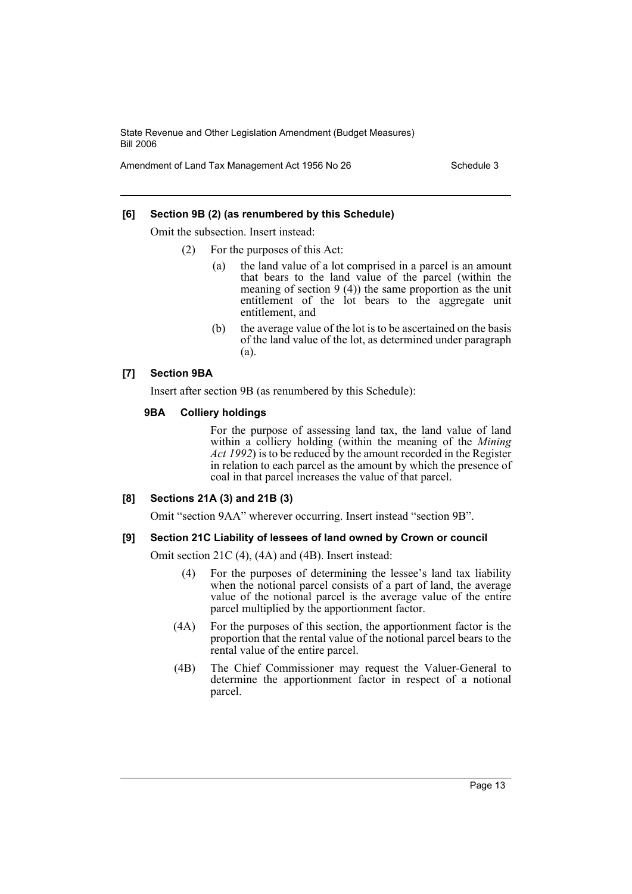**[6] Section 9B (2) (as renumbered by this Schedule)**

Omit the subsection. Insert instead:

(2) For the purposes of this Act:

(a) the land value of a lot comprised in a parcel is an amount that bears to the land value of the parcel (within the meaning of section 9 (4)) the same proportion as the unit entitlement of the lot bears to the aggregate unit entitlement, and

(b) the average value of the lot is to be ascertained on the basis of the land value of the lot, as determined under paragraph (a).

**[7] Section 9BA**

Insert after section 9B (as renumbered by this Schedule):

**9BA Colliery holdings**

For the purpose of assessing land tax, the land value of land within a colliery holding (within the meaning of the *Mining Act 1992*) is to be reduced by the amount recorded in the Register in relation to each parcel as the amount by which the presence of coal in that parcel increases the value of that parcel.

**[8] Sections 21A (3) and 21B (3)**

Omit "section 9AA" wherever occurring. Insert instead "section 9B".

**[9] Section 21C Liability of lessees of land owned by Crown or council**

Omit section 21C (4), (4A) and (4B). Insert instead:

(4) For the purposes of determining the lessee's land tax liability when the notional parcel consists of a part of land, the average value of the notional parcel is the average value of the entire parcel multiplied by the apportionment factor.

(4A) For the purposes of this section, the apportionment factor is the proportion that the rental value of the notional parcel bears to the rental value of the entire parcel.

(4B) The Chief Commissioner may request the Valuer-General to determine the apportionment factor in respect of a notional parcel.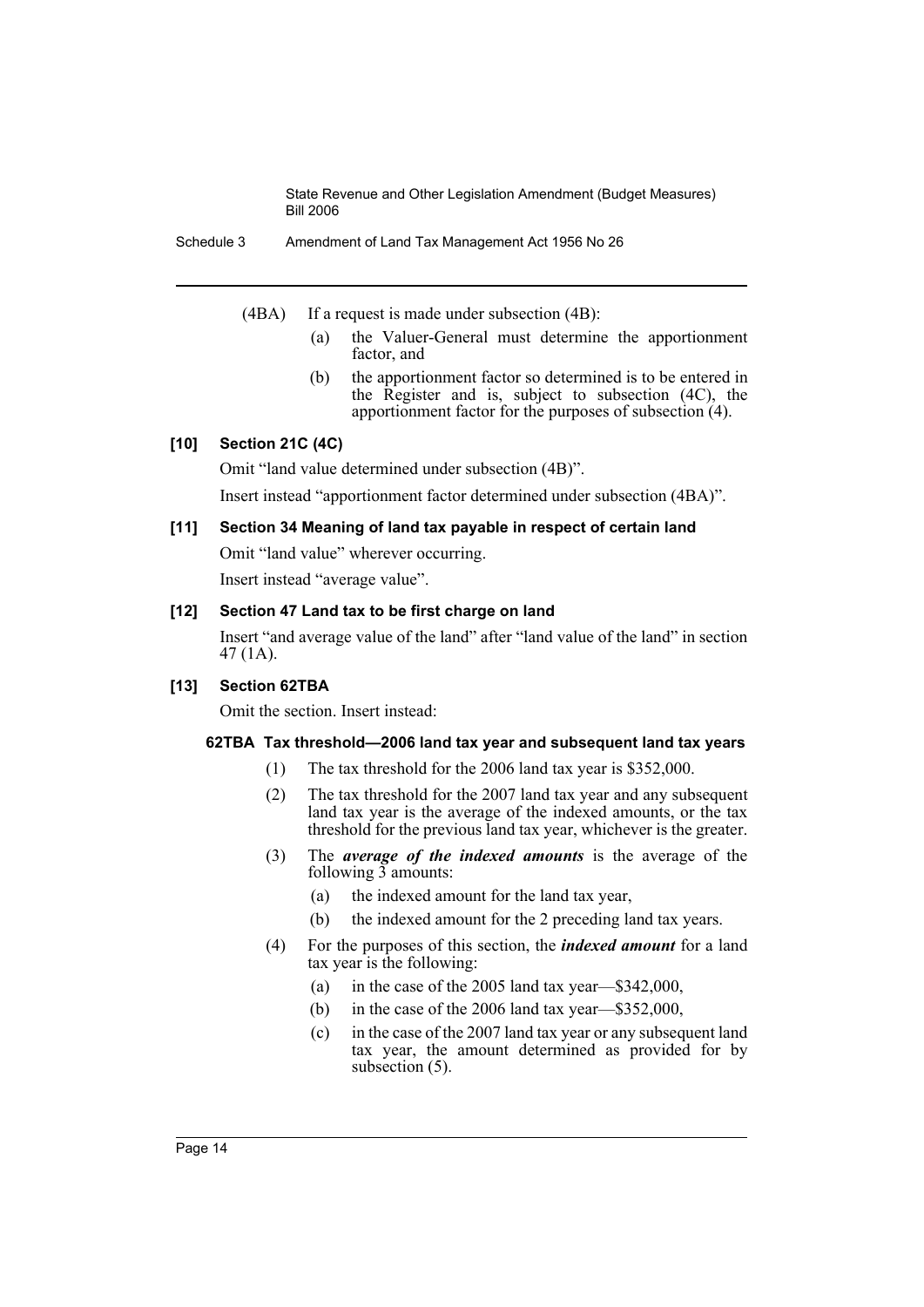(4BA) If a request is made under subsection (4B):

(a) the Valuer-General must determine the apportionment factor, and

(b) the apportionment factor so determined is to be entered in the Register and is, subject to subsection (4C), the apportionment factor for the purposes of subsection (4).

### [10] Section 21C (4C)

Omit "land value determined under subsection (4B)".

Insert instead "apportionment factor determined under subsection (4BA)".

### [11] Section 34 Meaning of land tax payable in respect of certain land

Omit "land value" wherever occurring.

Insert instead "average value".

### [12] Section 47 Land tax to be first charge on land

Insert "and average value of the land" after "land value of the land" in section 47 (1A).

### [13] Section 62TBA

Omit the section. Insert instead:

#### 62TBA Tax threshold—2006 land tax year and subsequent land tax years

(1) The tax threshold for the 2006 land tax year is $352,000.

(2) The tax threshold for the 2007 land tax year and any subsequent land tax year is the average of the indexed amounts, or the tax threshold for the previous land tax year, whichever is the greater.

(3) The ***average of the indexed amounts*** is the average of the following 3 amounts:

(a) the indexed amount for the land tax year,

(b) the indexed amount for the 2 preceding land tax years.

(4) For the purposes of this section, the ***indexed amount*** for a land tax year is the following:

(a) in the case of the 2005 land tax year—$342,000,

(b) in the case of the 2006 land tax year—$352,000,

(c) in the case of the 2007 land tax year or any subsequent land tax year, the amount determined as provided for by subsection (5).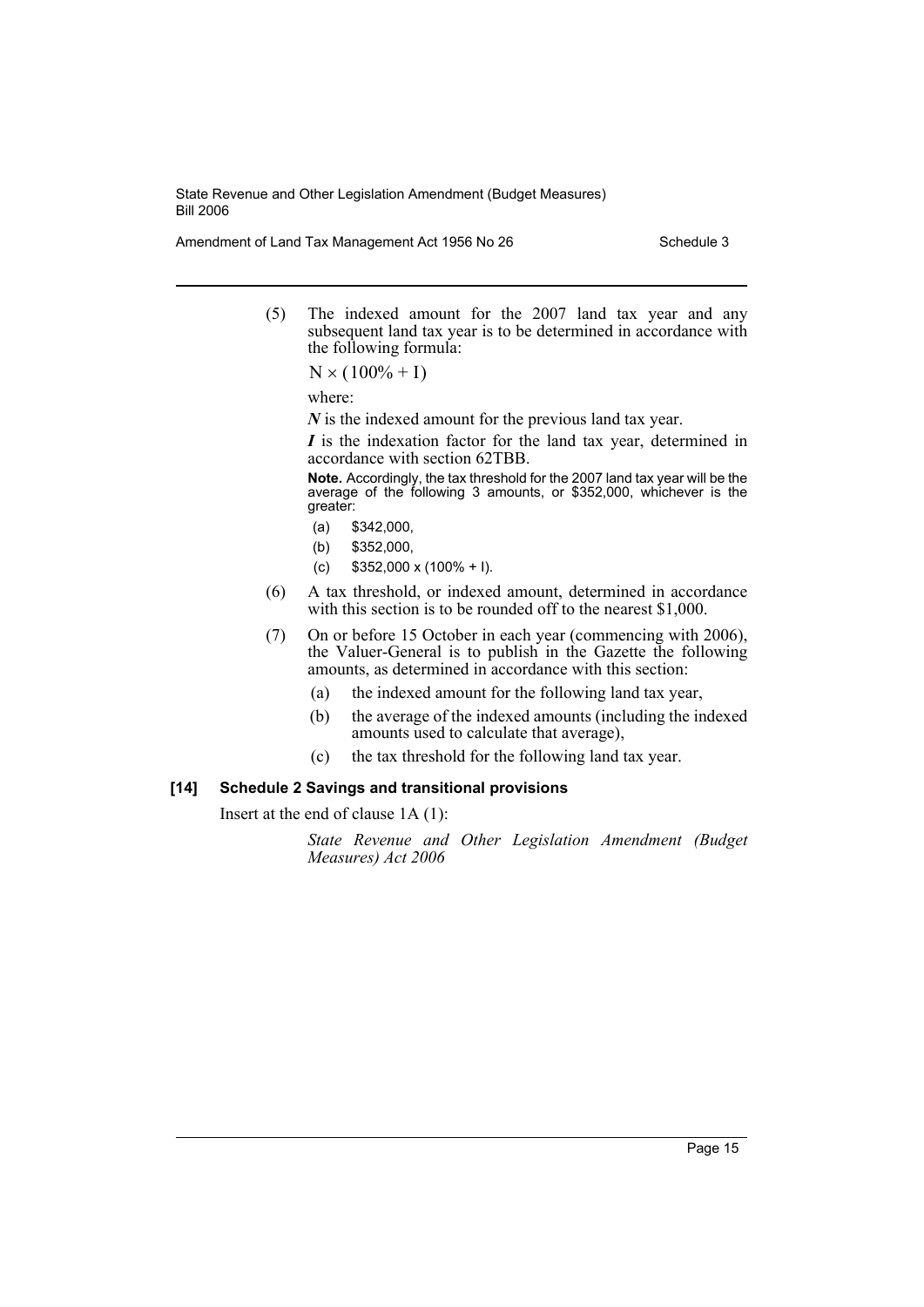(5) The indexed amount for the 2007 land tax year and any subsequent land tax year is to be determined in accordance with the following formula:

$$N \times (100\% + I)$$

where:

***N*** is the indexed amount for the previous land tax year.

***I*** is the indexation factor for the land tax year, determined in accordance with section 62TBB.

**Note.** Accordingly, the tax threshold for the 2007 land tax year will be the average of the following 3 amounts, or $352,000, whichever is the greater:

(a) $342,000,

(b) $352,000,

(c) $352,000 x (100% + I).

(6) A tax threshold, or indexed amount, determined in accordance with this section is to be rounded off to the nearest $1,000.

(7) On or before 15 October in each year (commencing with 2006), the Valuer-General is to publish in the Gazette the following amounts, as determined in accordance with this section:

(a) the indexed amount for the following land tax year,

(b) the average of the indexed amounts (including the indexed amounts used to calculate that average),

(c) the tax threshold for the following land tax year.

#### [14] Schedule 2 Savings and transitional provisions

Insert at the end of clause 1A (1):

*State Revenue and Other Legislation Amendment (Budget Measures) Act 2006*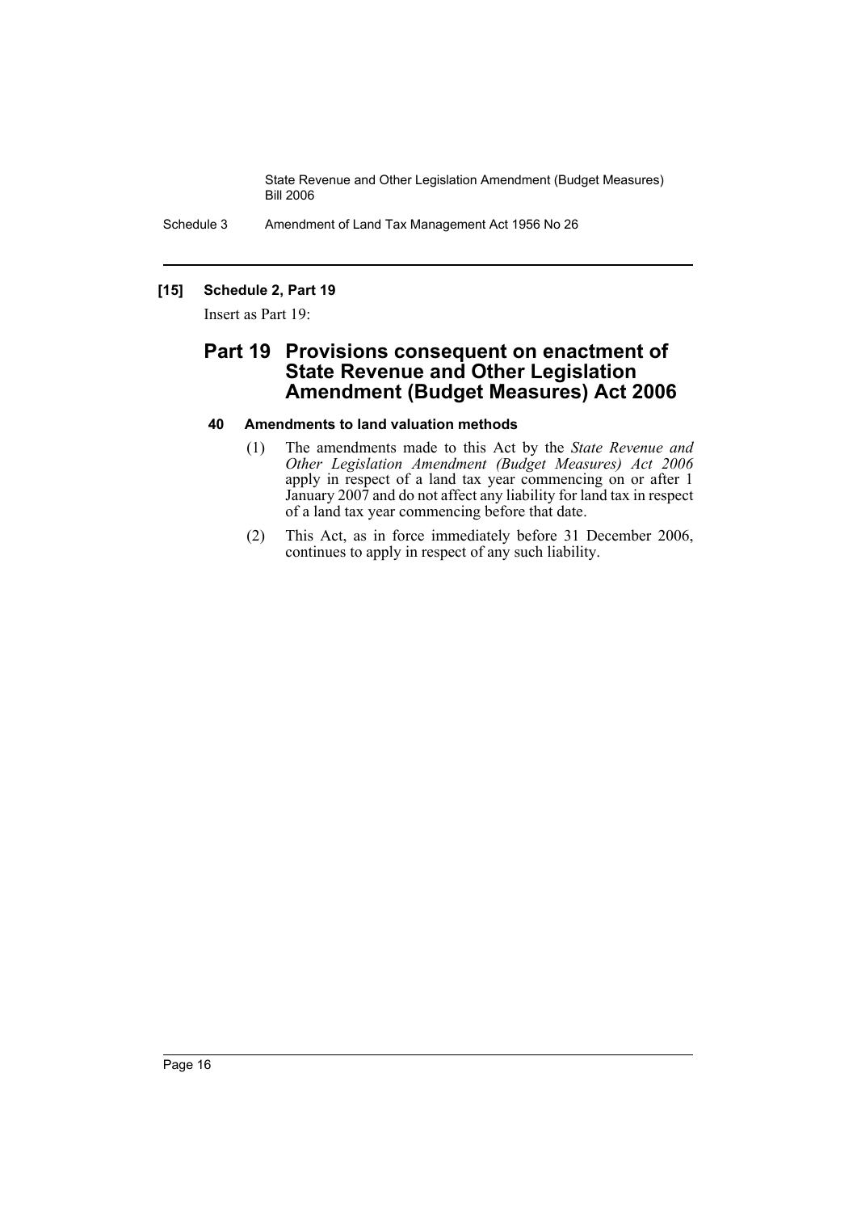**[15] Schedule 2, Part 19**

Insert as Part 19:

## Part 19 Provisions consequent on enactment of State Revenue and Other Legislation Amendment (Budget Measures) Act 2006

### 40 Amendments to land valuation methods

(1) The amendments made to this Act by the *State Revenue and Other Legislation Amendment (Budget Measures) Act 2006* apply in respect of a land tax year commencing on or after 1 January 2007 and do not affect any liability for land tax in respect of a land tax year commencing before that date.

(2) This Act, as in force immediately before 31 December 2006, continues to apply in respect of any such liability.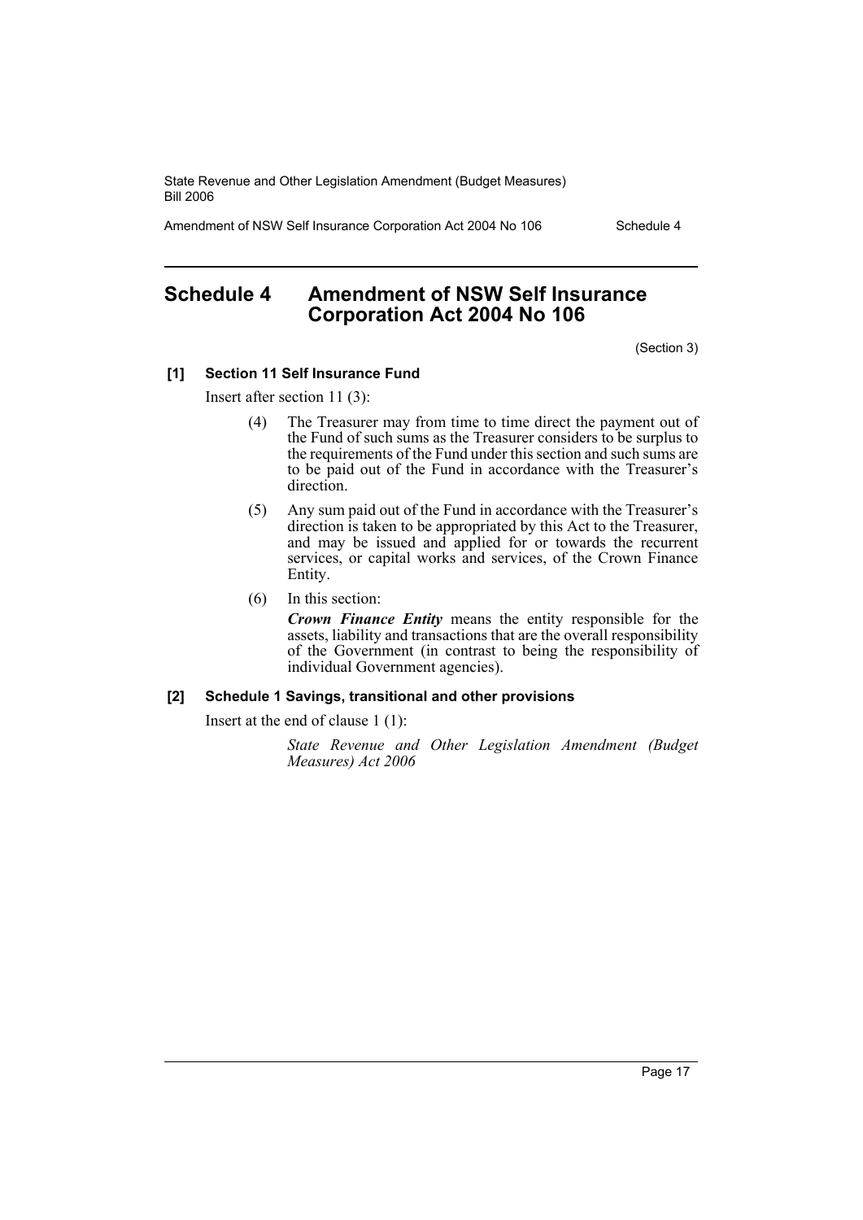# Schedule 4 Amendment of NSW Self Insurance Corporation Act 2004 No 106

(Section 3)

**[1] Section 11 Self Insurance Fund**

Insert after section 11 (3):

> (4) The Treasurer may from time to time direct the payment out of the Fund of such sums as the Treasurer considers to be surplus to the requirements of the Fund under this section and such sums are to be paid out of the Fund in accordance with the Treasurer's direction.
>
> (5) Any sum paid out of the Fund in accordance with the Treasurer's direction is taken to be appropriated by this Act to the Treasurer, and may be issued and applied for or towards the recurrent services, or capital works and services, of the Crown Finance Entity.
>
> (6) In this section:
>
> ***Crown Finance Entity*** means the entity responsible for the assets, liability and transactions that are the overall responsibility of the Government (in contrast to being the responsibility of individual Government agencies).

**[2] Schedule 1 Savings, transitional and other provisions**

Insert at the end of clause 1 (1):

> *State Revenue and Other Legislation Amendment (Budget Measures) Act 2006*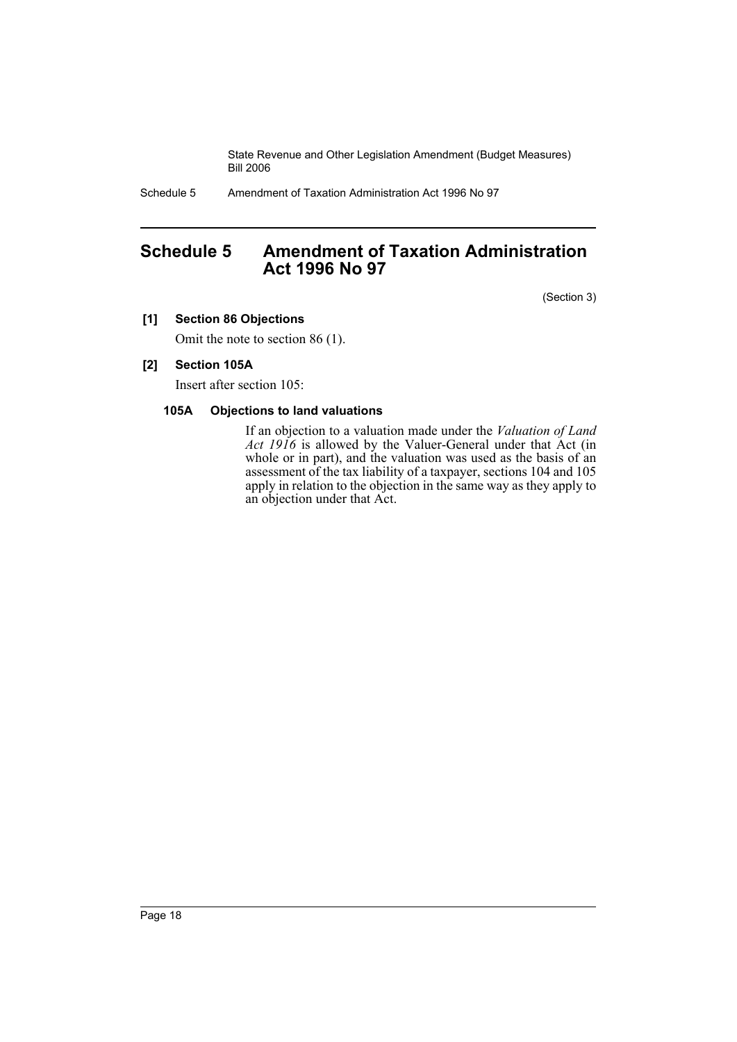# Schedule 5 Amendment of Taxation Administration Act 1996 No 97

(Section 3)

**[1] Section 86 Objections**

Omit the note to section 86 (1).

**[2] Section 105A**

Insert after section 105:

**105A Objections to land valuations**

If an objection to a valuation made under the *Valuation of Land Act 1916* is allowed by the Valuer-General under that Act (in whole or in part), and the valuation was used as the basis of an assessment of the tax liability of a taxpayer, sections 104 and 105 apply in relation to the objection in the same way as they apply to an objection under that Act.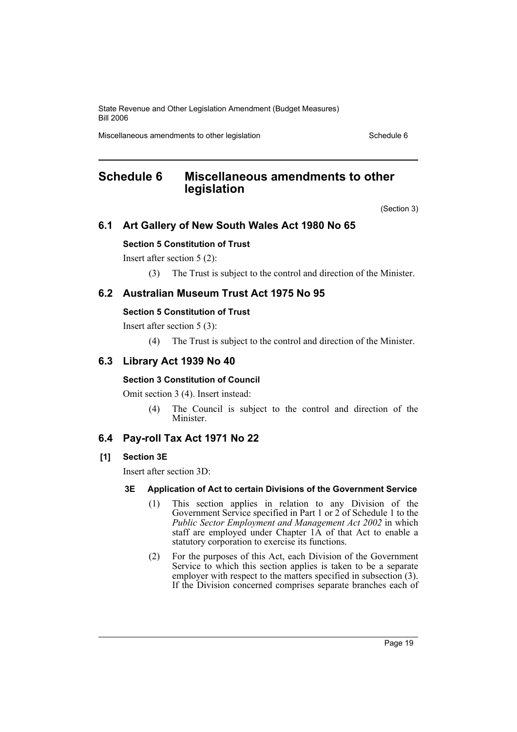## Schedule 6 Miscellaneous amendments to other legislation

(Section 3)

### 6.1 Art Gallery of New South Wales Act 1980 No 65

**Section 5 Constitution of Trust**

Insert after section 5 (2):

(3) The Trust is subject to the control and direction of the Minister.

### 6.2 Australian Museum Trust Act 1975 No 95

**Section 5 Constitution of Trust**

Insert after section 5 (3):

(4) The Trust is subject to the control and direction of the Minister.

### 6.3 Library Act 1939 No 40

**Section 3 Constitution of Council**

Omit section 3 (4). Insert instead:

(4) The Council is subject to the control and direction of the Minister.

### 6.4 Pay-roll Tax Act 1971 No 22

**[1] Section 3E**

Insert after section 3D:

**3E Application of Act to certain Divisions of the Government Service**

(1) This section applies in relation to any Division of the Government Service specified in Part 1 or 2 of Schedule 1 to the *Public Sector Employment and Management Act 2002* in which staff are employed under Chapter 1A of that Act to enable a statutory corporation to exercise its functions.

(2) For the purposes of this Act, each Division of the Government Service to which this section applies is taken to be a separate employer with respect to the matters specified in subsection (3). If the Division concerned comprises separate branches each of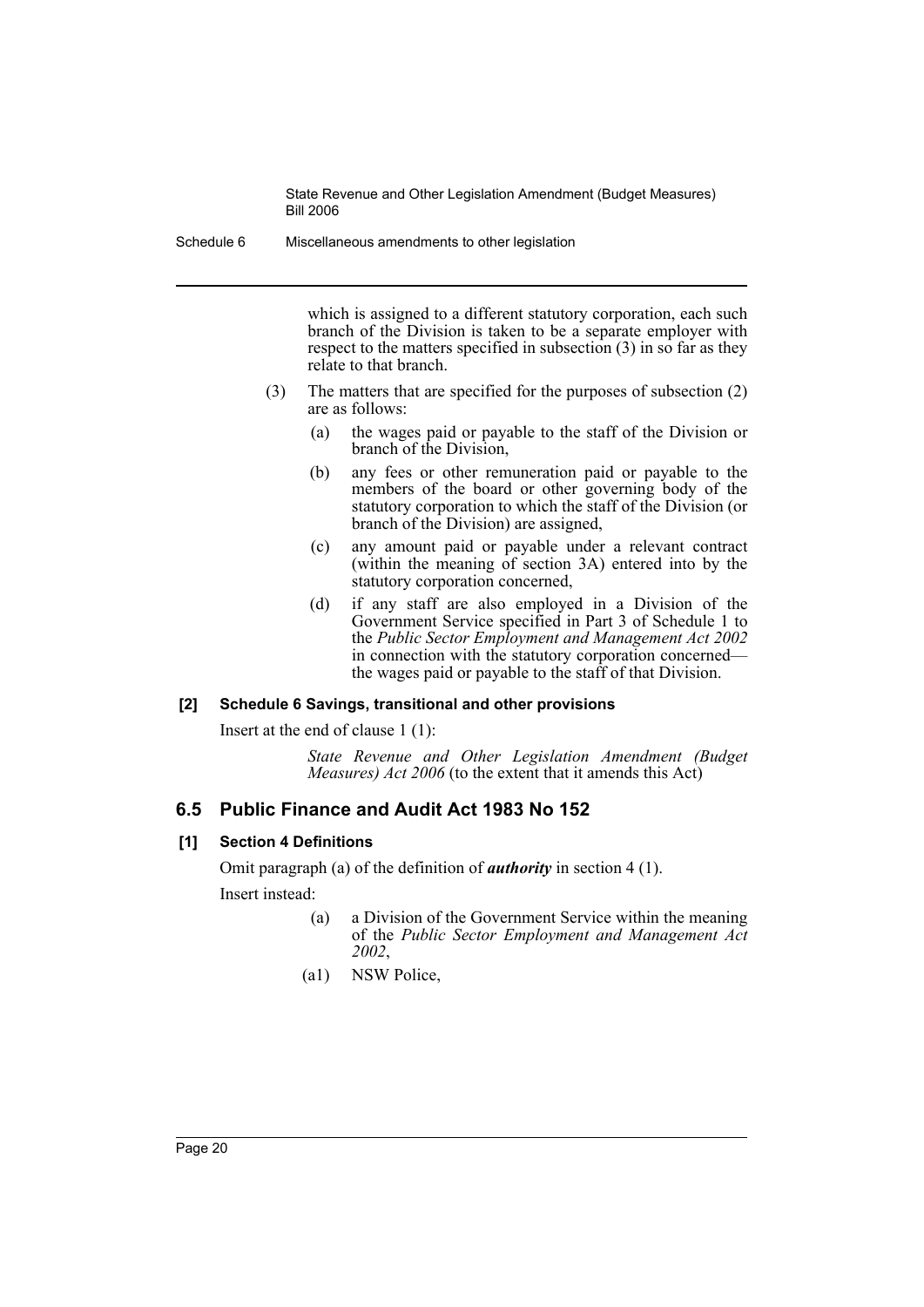which is assigned to a different statutory corporation, each such branch of the Division is taken to be a separate employer with respect to the matters specified in subsection (3) in so far as they relate to that branch.

(3) The matters that are specified for the purposes of subsection (2) are as follows:

(a) the wages paid or payable to the staff of the Division or branch of the Division,

(b) any fees or other remuneration paid or payable to the members of the board or other governing body of the statutory corporation to which the staff of the Division (or branch of the Division) are assigned,

(c) any amount paid or payable under a relevant contract (within the meaning of section 3A) entered into by the statutory corporation concerned,

(d) if any staff are also employed in a Division of the Government Service specified in Part 3 of Schedule 1 to the *Public Sector Employment and Management Act 2002* in connection with the statutory corporation concerned—the wages paid or payable to the staff of that Division.

#### [2] Schedule 6 Savings, transitional and other provisions

Insert at the end of clause 1 (1):

*State Revenue and Other Legislation Amendment (Budget Measures) Act 2006* (to the extent that it amends this Act)

## 6.5 Public Finance and Audit Act 1983 No 152

#### [1] Section 4 Definitions

Omit paragraph (a) of the definition of ***authority*** in section 4 (1).

Insert instead:

(a) a Division of the Government Service within the meaning of the *Public Sector Employment and Management Act 2002*,

(a1) NSW Police,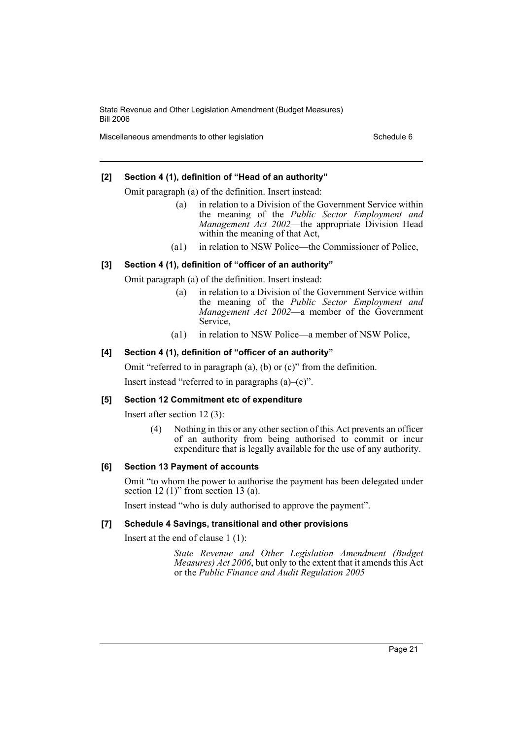### [2] Section 4 (1), definition of "Head of an authority"

Omit paragraph (a) of the definition. Insert instead:

> (a) in relation to a Division of the Government Service within the meaning of the *Public Sector Employment and Management Act 2002*—the appropriate Division Head within the meaning of that Act,
>
> (a1) in relation to NSW Police—the Commissioner of Police,

### [3] Section 4 (1), definition of "officer of an authority"

Omit paragraph (a) of the definition. Insert instead:

> (a) in relation to a Division of the Government Service within the meaning of the *Public Sector Employment and Management Act 2002*—a member of the Government Service,
>
> (a1) in relation to NSW Police—a member of NSW Police,

### [4] Section 4 (1), definition of "officer of an authority"

Omit "referred to in paragraph (a), (b) or (c)" from the definition.

Insert instead "referred to in paragraphs (a)–(c)".

### [5] Section 12 Commitment etc of expenditure

Insert after section 12 (3):

> (4) Nothing in this or any other section of this Act prevents an officer of an authority from being authorised to commit or incur expenditure that is legally available for the use of any authority.

### [6] Section 13 Payment of accounts

Omit "to whom the power to authorise the payment has been delegated under section 12 (1)" from section 13 (a).

Insert instead "who is duly authorised to approve the payment".

### [7] Schedule 4 Savings, transitional and other provisions

Insert at the end of clause 1 (1):

> *State Revenue and Other Legislation Amendment (Budget Measures) Act 2006*, but only to the extent that it amends this Act or the *Public Finance and Audit Regulation 2005*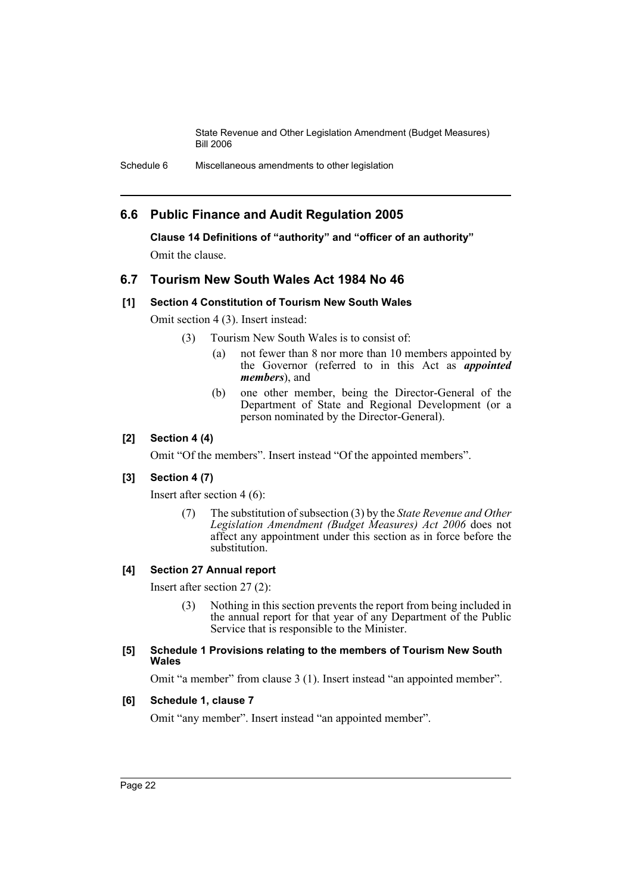## 6.6 Public Finance and Audit Regulation 2005

**Clause 14 Definitions of "authority" and "officer of an authority"**

Omit the clause.

## 6.7 Tourism New South Wales Act 1984 No 46

### [1] Section 4 Constitution of Tourism New South Wales

Omit section 4 (3). Insert instead:

> (3) Tourism New South Wales is to consist of:
>
> (a) not fewer than 8 nor more than 10 members appointed by the Governor (referred to in this Act as ***appointed members***), and
>
> (b) one other member, being the Director-General of the Department of State and Regional Development (or a person nominated by the Director-General).

### [2] Section 4 (4)

Omit "Of the members". Insert instead "Of the appointed members".

### [3] Section 4 (7)

Insert after section 4 (6):

> (7) The substitution of subsection (3) by the *State Revenue and Other Legislation Amendment (Budget Measures) Act 2006* does not affect any appointment under this section as in force before the substitution.

### [4] Section 27 Annual report

Insert after section 27 (2):

> (3) Nothing in this section prevents the report from being included in the annual report for that year of any Department of the Public Service that is responsible to the Minister.

### [5] Schedule 1 Provisions relating to the members of Tourism New South Wales

Omit "a member" from clause 3 (1). Insert instead "an appointed member".

### [6] Schedule 1, clause 7

Omit "any member". Insert instead "an appointed member".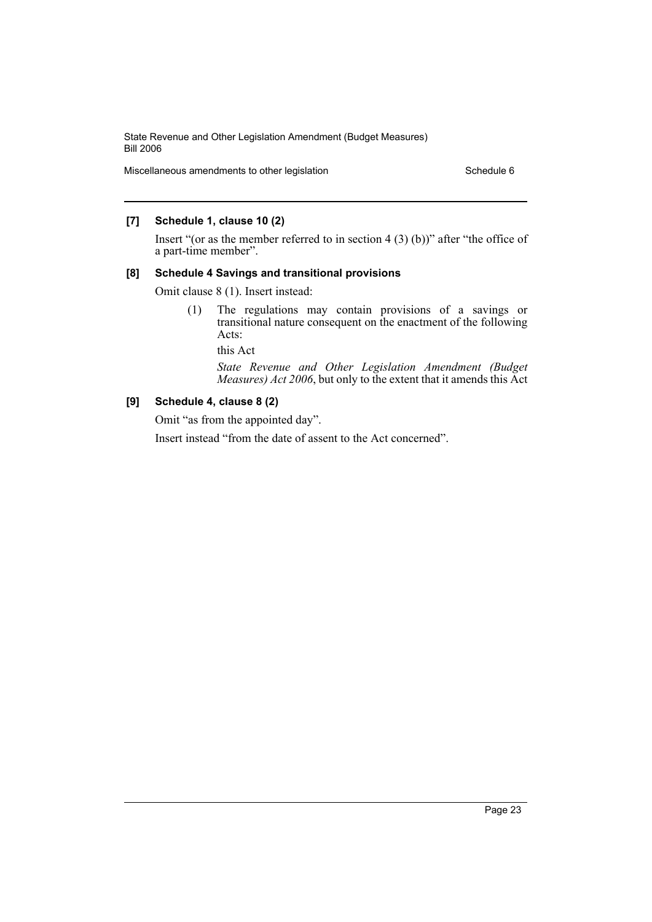**[7] Schedule 1, clause 10 (2)**

Insert "(or as the member referred to in section 4 (3) (b))" after "the office of a part-time member".

**[8] Schedule 4 Savings and transitional provisions**

Omit clause 8 (1). Insert instead:

> (1) The regulations may contain provisions of a savings or transitional nature consequent on the enactment of the following Acts:
>
> this Act
>
> *State Revenue and Other Legislation Amendment (Budget Measures) Act 2006*, but only to the extent that it amends this Act

**[9] Schedule 4, clause 8 (2)**

Omit "as from the appointed day".

Insert instead "from the date of assent to the Act concerned".